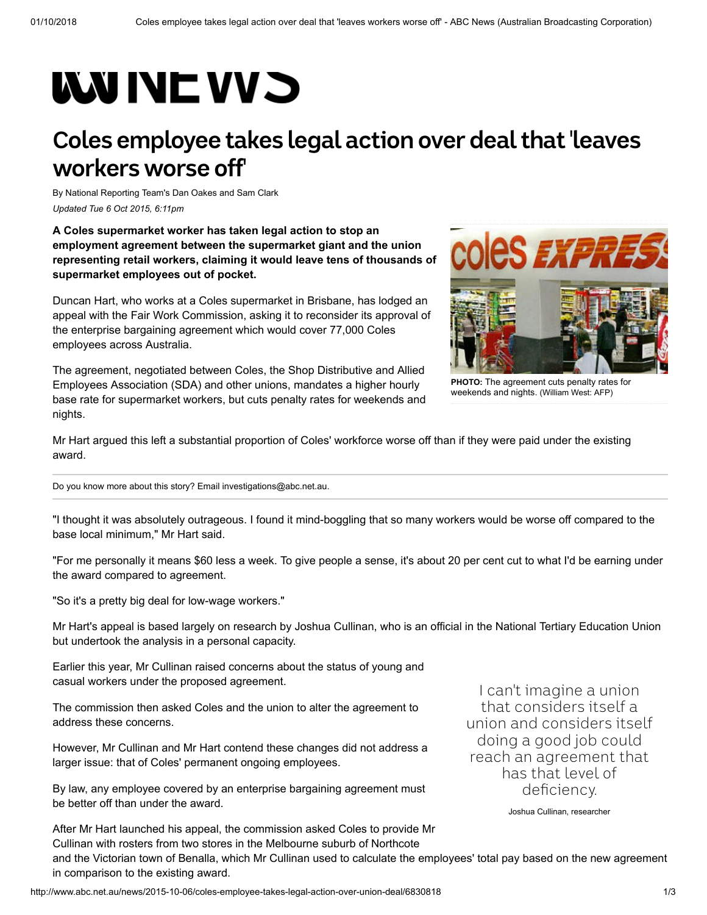# Coles employee takes legal action over deal that 'leaves workers worse off'

By National Reporting Team's Dan Oakes and Sam Clark

*Updated Tue 6 Oct 2015, 6:11pm*

**A Coles supermarket worker has taken legal action to stop an employment agreement between the supermarket giant and the union representing retail workers, claiming it would leave tens of thousands of supermarket employees out of pocket.**

Duncan Hart, who works at a Coles supermarket in Brisbane, has lodged an appeal with the Fair Work Commission, asking it to reconsider its approval of the enterprise bargaining agreement which would cover 77,000 Coles employees across Australia.

The agreement, negotiated between Coles, the Shop Distributive and Allied Employees Association (SDA) and other unions, mandates a higher hourly base rate for supermarket workers, but cuts penalty rates for weekends and nights.

**PHOTO:** The agreement cuts penalty rates for weekends and nights. (William West: AFP)

Mr Hart argued this left a substantial proportion of Coles' workforce worse off than if they were paid under the existing award.

Do you know more about this story? Email investigations@abc.net.au.

"I thought it was absolutely outrageous. I found it mind-boggling that so many workers would be worse off compared to the base local minimum," Mr Hart said.

"For me personally it means $60 less a week. To give people a sense, it's about 20 per cent cut to what I'd be earning under the award compared to agreement.

"So it's a pretty big deal for low-wage workers."

Mr Hart's appeal is based largely on research by Joshua Cullinan, who is an official in the National Tertiary Education Union but undertook the analysis in a personal capacity.

Earlier this year, Mr Cullinan raised concerns about the status of young and casual workers under the proposed agreement.

The commission then asked Coles and the union to alter the agreement to address these concerns.

However, Mr Cullinan and Mr Hart contend these changes did not address a larger issue: that of Coles' permanent ongoing employees.

By law, any employee covered by an enterprise bargaining agreement must be better off than under the award.

> I can't imagine a union that considers itself a union and considers itself doing a good job could reach an agreement that has that level of deficiency.
>
> Joshua Cullinan, researcher

After Mr Hart launched his appeal, the commission asked Coles to provide Mr Cullinan with rosters from two stores in the Melbourne suburb of Northcote and the Victorian town of Benalla, which Mr Cullinan used to calculate the employees' total pay based on the new agreement in comparison to the existing award.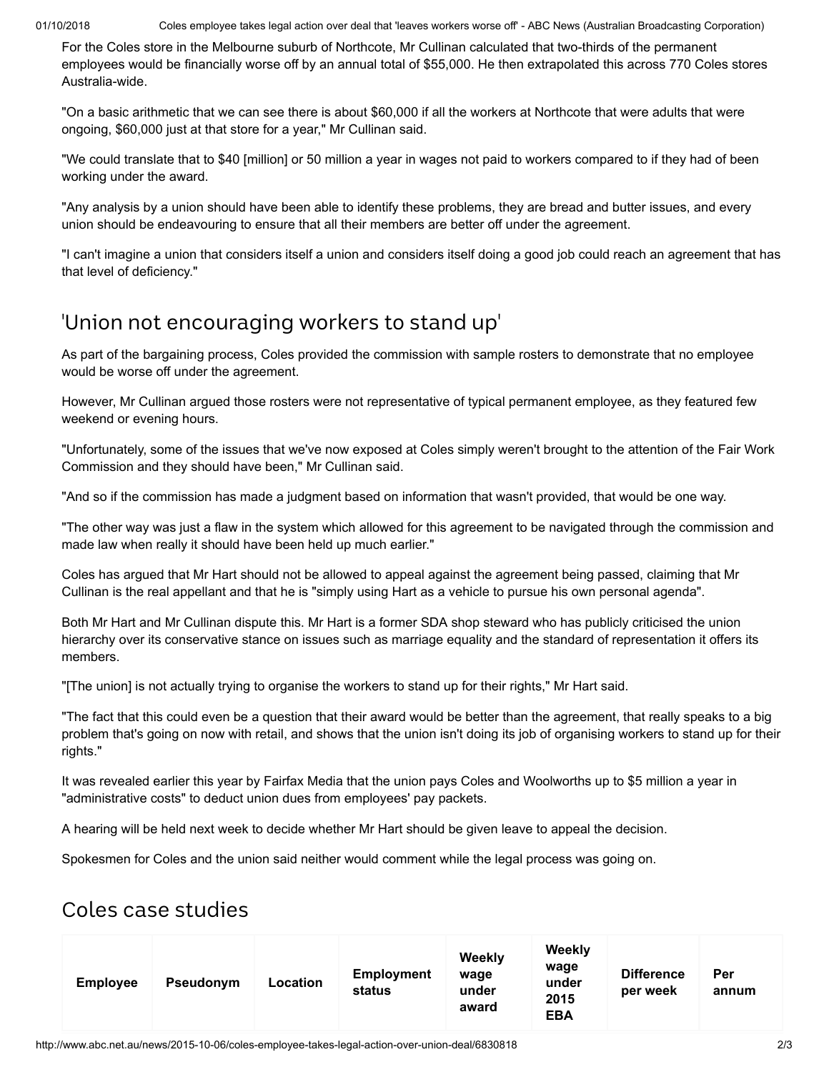For the Coles store in the Melbourne suburb of Northcote, Mr Cullinan calculated that two-thirds of the permanent employees would be financially worse off by an annual total of $55,000. He then extrapolated this across 770 Coles stores Australia-wide.

"On a basic arithmetic that we can see there is about $60,000 if all the workers at Northcote that were adults that were ongoing, $60,000 just at that store for a year," Mr Cullinan said.

"We could translate that to $40 [million] or 50 million a year in wages not paid to workers compared to if they had of been working under the award.

"Any analysis by a union should have been able to identify these problems, they are bread and butter issues, and every union should be endeavouring to ensure that all their members are better off under the agreement.

"I can't imagine a union that considers itself a union and considers itself doing a good job could reach an agreement that has that level of deficiency."

## 'Union not encouraging workers to stand up'

As part of the bargaining process, Coles provided the commission with sample rosters to demonstrate that no employee would be worse off under the agreement.

However, Mr Cullinan argued those rosters were not representative of typical permanent employee, as they featured few weekend or evening hours.

"Unfortunately, some of the issues that we've now exposed at Coles simply weren't brought to the attention of the Fair Work Commission and they should have been," Mr Cullinan said.

"And so if the commission has made a judgment based on information that wasn't provided, that would be one way.

"The other way was just a flaw in the system which allowed for this agreement to be navigated through the commission and made law when really it should have been held up much earlier."

Coles has argued that Mr Hart should not be allowed to appeal against the agreement being passed, claiming that Mr Cullinan is the real appellant and that he is "simply using Hart as a vehicle to pursue his own personal agenda".

Both Mr Hart and Mr Cullinan dispute this. Mr Hart is a former SDA shop steward who has publicly criticised the union hierarchy over its conservative stance on issues such as marriage equality and the standard of representation it offers its members.

"[The union] is not actually trying to organise the workers to stand up for their rights," Mr Hart said.

"The fact that this could even be a question that their award would be better than the agreement, that really speaks to a big problem that's going on now with retail, and shows that the union isn't doing its job of organising workers to stand up for their rights."

It was revealed earlier this year by Fairfax Media that the union pays Coles and Woolworths up to $5 million a year in "administrative costs" to deduct union dues from employees' pay packets.

A hearing will be held next week to decide whether Mr Hart should be given leave to appeal the decision.

Spokesmen for Coles and the union said neither would comment while the legal process was going on.

## Coles case studies

| Employee | Pseudonym | Location | Employment status | Weekly wage under award | Weekly wage under 2015 EBA | Difference per week | Per annum |
|---|---|---|---|---|---|---|---|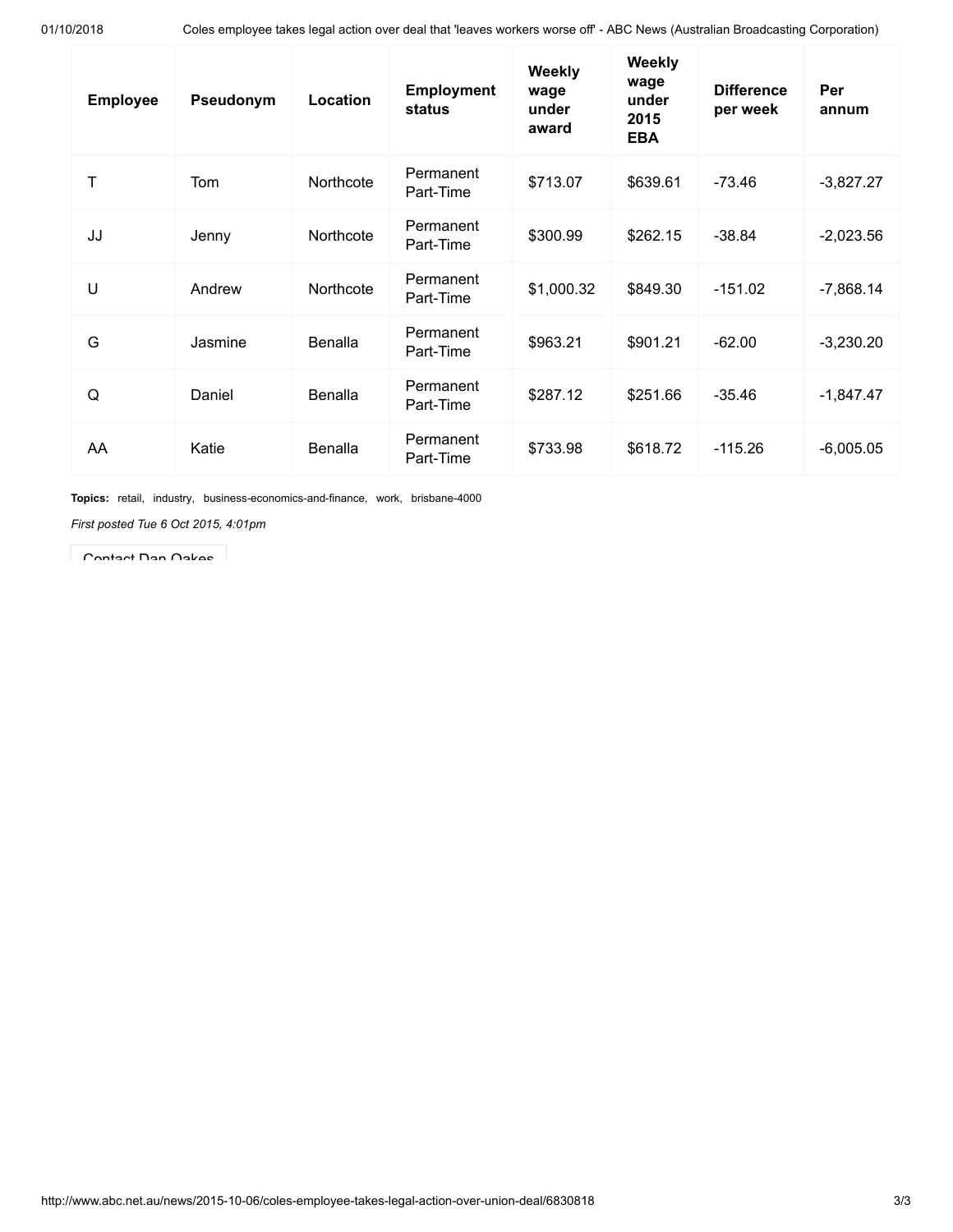| Employee | Pseudonym | Location | Employment status | Weekly wage under award | Weekly wage under 2015 EBA | Difference per week | Per annum |
|---|---|---|---|---|---|---|---|
| T | Tom | Northcote | Permanent Part-Time | $713.07 | $639.61 | -73.46 | -3,827.27 |
| JJ | Jenny | Northcote | Permanent Part-Time | $300.99 | $262.15 | -38.84 | -2,023.56 |
| U | Andrew | Northcote | Permanent Part-Time | $1,000.32 | $849.30 | -151.02 | -7,868.14 |
| G | Jasmine | Benalla | Permanent Part-Time | $963.21 | $901.21 | -62.00 | -3,230.20 |
| Q | Daniel | Benalla | Permanent Part-Time | $287.12 | $251.66 | -35.46 | -1,847.47 |
| AA | Katie | Benalla | Permanent Part-Time | $733.98 | $618.72 | -115.26 | -6,005.05 |

**Topics:** retail, industry, business-economics-and-finance, work, brisbane-4000

*First posted Tue 6 Oct 2015, 4:01pm*

Contact Dan Oakes